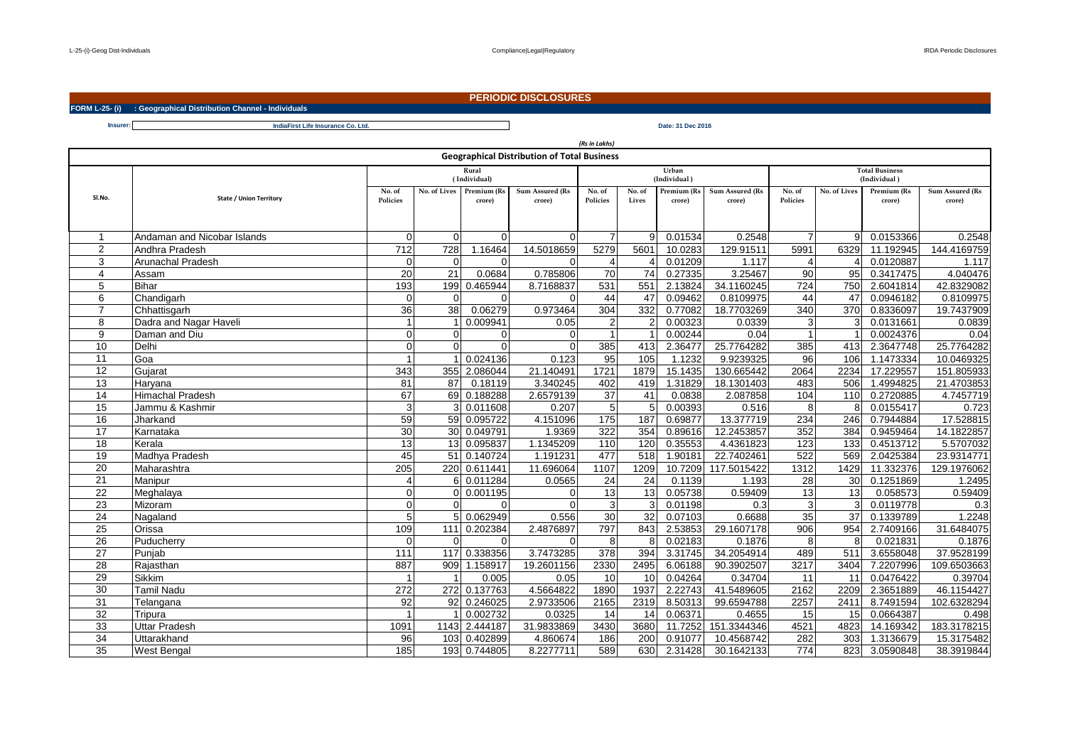# PERIODIC DISCLOSURES

**FORM L-25- (i) : Geographical Distribution Channel - Individuals**

**Insurer:** IndiaFirst Life Insurance Co. Ltd.

**Date: 31 Dec 2016**

*(Rs in Lakhs)*

## Geographical Distribution of Total Business

| Sl.No. | State / Union Territory | Rural (Individual) | | | | Urban (Individual) | | | | Total Business (Individual) | | | |
|---|---|---|---|---|---|---|---|---|---|---|---|---|---|
| | | No. of Policies | No. of Lives | Premium (Rs crore) | Sum Assured (Rs crore) | No. of Policies | No. of Lives | Premium (Rs crore) | Sum Assured (Rs crore) | No. of Policies | No. of Lives | Premium (Rs crore) | Sum Assured (Rs crore) |
| 1 | Andaman and Nicobar Islands | 0 | 0 | 0 | 0 | 7 | 9 | 0.01534 | 0.2548 | 7 | 9 | 0.0153366 | 0.2548 |
| 2 | Andhra Pradesh | 712 | 728 | 1.16464 | 14.5018659 | 5279 | 5601 | 10.0283 | 129.91511 | 5991 | 6329 | 11.192945 | 144.4169759 |
| 3 | Arunachal Pradesh | 0 | 0 | 0 | 0 | 4 | 4 | 0.01209 | 1.117 | 4 | 4 | 0.0120887 | 1.117 |
| 4 | Assam | 20 | 21 | 0.0684 | 0.785806 | 70 | 74 | 0.27335 | 3.25467 | 90 | 95 | 0.3417475 | 4.040476 |
| 5 | Bihar | 193 | 199 | 0.465944 | 8.7168837 | 531 | 551 | 2.13824 | 34.1160245 | 724 | 750 | 2.6041814 | 42.8329082 |
| 6 | Chandigarh | 0 | 0 | 0 | 0 | 44 | 47 | 0.09462 | 0.8109975 | 44 | 47 | 0.0946182 | 0.8109975 |
| 7 | Chhattisgarh | 36 | 38 | 0.06279 | 0.973464 | 304 | 332 | 0.77082 | 18.7703269 | 340 | 370 | 0.8336097 | 19.7437909 |
| 8 | Dadra and Nagar Haveli | 1 | 1 | 0.009941 | 0.05 | 2 | 2 | 0.00323 | 0.0339 | 3 | 3 | 0.0131661 | 0.0839 |
| 9 | Daman and Diu | 0 | 0 | 0 | 0 | 1 | 1 | 0.00244 | 0.04 | 1 | 1 | 0.0024376 | 0.04 |
| 10 | Delhi | 0 | 0 | 0 | 0 | 385 | 413 | 2.36477 | 25.7764282 | 385 | 413 | 2.3647748 | 25.7764282 |
| 11 | Goa | 1 | 1 | 0.024136 | 0.123 | 95 | 105 | 1.1232 | 9.9239325 | 96 | 106 | 1.1473334 | 10.0469325 |
| 12 | Gujarat | 343 | 355 | 2.086044 | 21.140491 | 1721 | 1879 | 15.1435 | 130.665442 | 2064 | 2234 | 17.229557 | 151.805933 |
| 13 | Haryana | 81 | 87 | 0.18119 | 3.340245 | 402 | 419 | 1.31829 | 18.1301403 | 483 | 506 | 1.4994825 | 21.4703853 |
| 14 | Himachal Pradesh | 67 | 69 | 0.188288 | 2.6579139 | 37 | 41 | 0.0838 | 2.087858 | 104 | 110 | 0.2720885 | 4.7457719 |
| 15 | Jammu & Kashmir | 3 | 3 | 0.011608 | 0.207 | 5 | 5 | 0.00393 | 0.516 | 8 | 8 | 0.0155417 | 0.723 |
| 16 | Jharkand | 59 | 59 | 0.095722 | 4.151096 | 175 | 187 | 0.69877 | 13.377719 | 234 | 246 | 0.7944884 | 17.528815 |
| 17 | Karnataka | 30 | 30 | 0.049791 | 1.9369 | 322 | 354 | 0.89616 | 12.2453857 | 352 | 384 | 0.9459464 | 14.1822857 |
| 18 | Kerala | 13 | 13 | 0.095837 | 1.1345209 | 110 | 120 | 0.35553 | 4.4361823 | 123 | 133 | 0.4513712 | 5.5707032 |
| 19 | Madhya Pradesh | 45 | 51 | 0.140724 | 1.191231 | 477 | 518 | 1.90181 | 22.7402461 | 522 | 569 | 2.0425384 | 23.9314771 |
| 20 | Maharashtra | 205 | 220 | 0.611441 | 11.696064 | 1107 | 1209 | 10.7209 | 117.5015422 | 1312 | 1429 | 11.332376 | 129.1976062 |
| 21 | Manipur | 4 | 6 | 0.011284 | 0.0565 | 24 | 24 | 0.1139 | 1.193 | 28 | 30 | 0.1251869 | 1.2495 |
| 22 | Meghalaya | 0 | 0 | 0.001195 | 0 | 13 | 13 | 0.05738 | 0.59409 | 13 | 13 | 0.058573 | 0.59409 |
| 23 | Mizoram | 0 | 0 | 0 | 0 | 3 | 3 | 0.01198 | 0.3 | 3 | 3 | 0.0119778 | 0.3 |
| 24 | Nagaland | 5 | 5 | 0.062949 | 0.556 | 30 | 32 | 0.07103 | 0.6688 | 35 | 37 | 0.1339789 | 1.2248 |
| 25 | Orissa | 109 | 111 | 0.202384 | 2.4876897 | 797 | 843 | 2.53853 | 29.1607178 | 906 | 954 | 2.7409166 | 31.6484075 |
| 26 | Puducherry | 0 | 0 | 0 | 0 | 8 | 8 | 0.02183 | 0.1876 | 8 | 8 | 0.021831 | 0.1876 |
| 27 | Punjab | 111 | 117 | 0.338356 | 3.7473285 | 378 | 394 | 3.31745 | 34.2054914 | 489 | 511 | 3.6558048 | 37.9528199 |
| 28 | Rajasthan | 887 | 909 | 1.158917 | 19.2601156 | 2330 | 2495 | 6.06188 | 90.3902507 | 3217 | 3404 | 7.2207996 | 109.6503663 |
| 29 | Sikkim | 1 | 1 | 0.005 | 0.05 | 10 | 10 | 0.04264 | 0.34704 | 11 | 11 | 0.0476422 | 0.39704 |
| 30 | Tamil Nadu | 272 | 272 | 0.137763 | 4.5664822 | 1890 | 1937 | 2.22743 | 41.5489605 | 2162 | 2209 | 2.3651889 | 46.1154427 |
| 31 | Telangana | 92 | 92 | 0.246025 | 2.9733506 | 2165 | 2319 | 8.50313 | 99.6594788 | 2257 | 2411 | 8.7491594 | 102.6328294 |
| 32 | Tripura | 1 | 1 | 0.002732 | 0.0325 | 14 | 14 | 0.06371 | 0.4655 | 15 | 15 | 0.0664387 | 0.498 |
| 33 | Uttar Pradesh | 1091 | 1143 | 2.444187 | 31.9833869 | 3430 | 3680 | 11.7252 | 151.3344346 | 4521 | 4823 | 14.169342 | 183.3178215 |
| 34 | Uttarakhand | 96 | 103 | 0.402899 | 4.860674 | 186 | 200 | 0.91077 | 10.4568742 | 282 | 303 | 1.3136679 | 15.3175482 |
| 35 | West Bengal | 185 | 193 | 0.744805 | 8.2277711 | 589 | 630 | 2.31428 | 30.1642133 | 774 | 823 | 3.0590848 | 38.3919844 |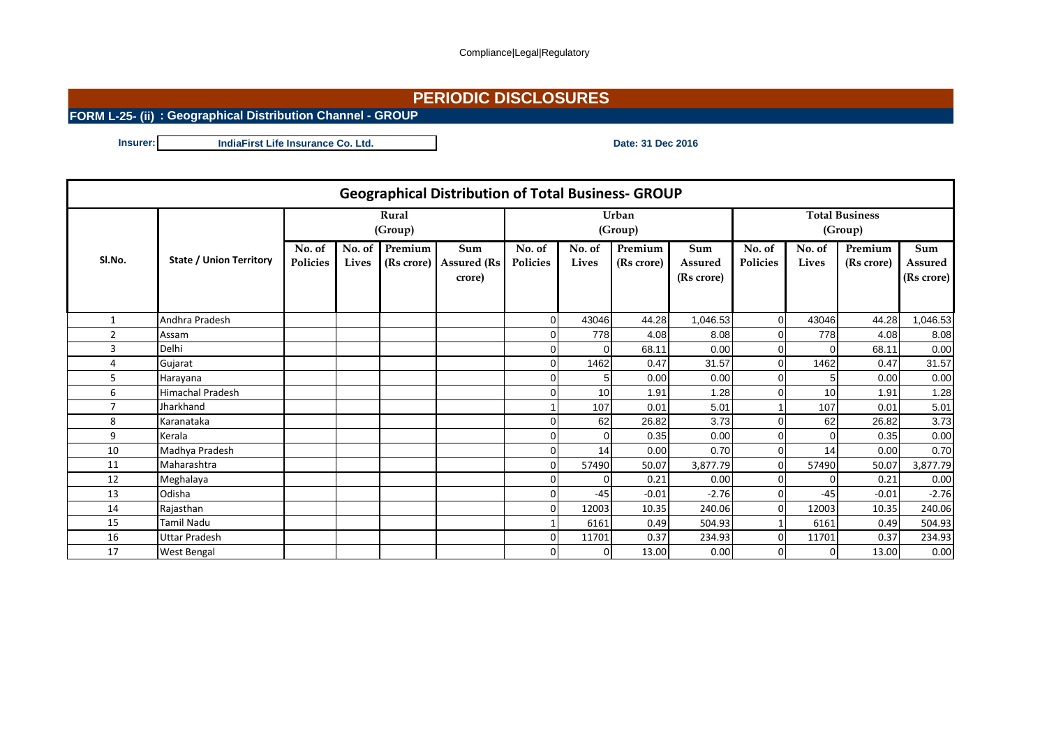Compliance|Legal|Regulatory

# PERIODIC DISCLOSURES

## FORM L-25- (ii) : Geographical Distribution Channel - GROUP

**Insurer:** IndiaFirst Life Insurance Co. Ltd.

**Date: 31 Dec 2016**

| Geographical Distribution of Total Business- GROUP | | | | | | | | | | | | | |
|---|---|---|---|---|---|---|---|---|---|---|---|---|---|
| Sl.No. | State / Union Territory | Rural (Group) | | | | Urban (Group) | | | | Total Business (Group) | | | |
| | | No. of Policies | No. of Lives | Premium (Rs crore) | Sum Assured (Rs crore) | No. of Policies | No. of Lives | Premium (Rs crore) | Sum Assured (Rs crore) | No. of Policies | No. of Lives | Premium (Rs crore) | Sum Assured (Rs crore) |
| 1 | Andhra Pradesh | | | | | 0 | 43046 | 44.28 | 1,046.53 | 0 | 43046 | 44.28 | 1,046.53 |
| 2 | Assam | | | | | 0 | 778 | 4.08 | 8.08 | 0 | 778 | 4.08 | 8.08 |
| 3 | Delhi | | | | | 0 | 0 | 68.11 | 0.00 | 0 | 0 | 68.11 | 0.00 |
| 4 | Gujarat | | | | | 0 | 1462 | 0.47 | 31.57 | 0 | 1462 | 0.47 | 31.57 |
| 5 | Harayana | | | | | 0 | 5 | 0.00 | 0.00 | 0 | 5 | 0.00 | 0.00 |
| 6 | Himachal Pradesh | | | | | 0 | 10 | 1.91 | 1.28 | 0 | 10 | 1.91 | 1.28 |
| 7 | Jharkhand | | | | | 1 | 107 | 0.01 | 5.01 | 1 | 107 | 0.01 | 5.01 |
| 8 | Karanataka | | | | | 0 | 62 | 26.82 | 3.73 | 0 | 62 | 26.82 | 3.73 |
| 9 | Kerala | | | | | 0 | 0 | 0.35 | 0.00 | 0 | 0 | 0.35 | 0.00 |
| 10 | Madhya Pradesh | | | | | 0 | 14 | 0.00 | 0.70 | 0 | 14 | 0.00 | 0.70 |
| 11 | Maharashtra | | | | | 0 | 57490 | 50.07 | 3,877.79 | 0 | 57490 | 50.07 | 3,877.79 |
| 12 | Meghalaya | | | | | 0 | 0 | 0.21 | 0.00 | 0 | 0 | 0.21 | 0.00 |
| 13 | Odisha | | | | | 0 | -45 | -0.01 | -2.76 | 0 | -45 | -0.01 | -2.76 |
| 14 | Rajasthan | | | | | 0 | 12003 | 10.35 | 240.06 | 0 | 12003 | 10.35 | 240.06 |
| 15 | Tamil Nadu | | | | | 1 | 6161 | 0.49 | 504.93 | 1 | 6161 | 0.49 | 504.93 |
| 16 | Uttar Pradesh | | | | | 0 | 11701 | 0.37 | 234.93 | 0 | 11701 | 0.37 | 234.93 |
| 17 | West Bengal | | | | | 0 | 0 | 13.00 | 0.00 | 0 | 0 | 13.00 | 0.00 |